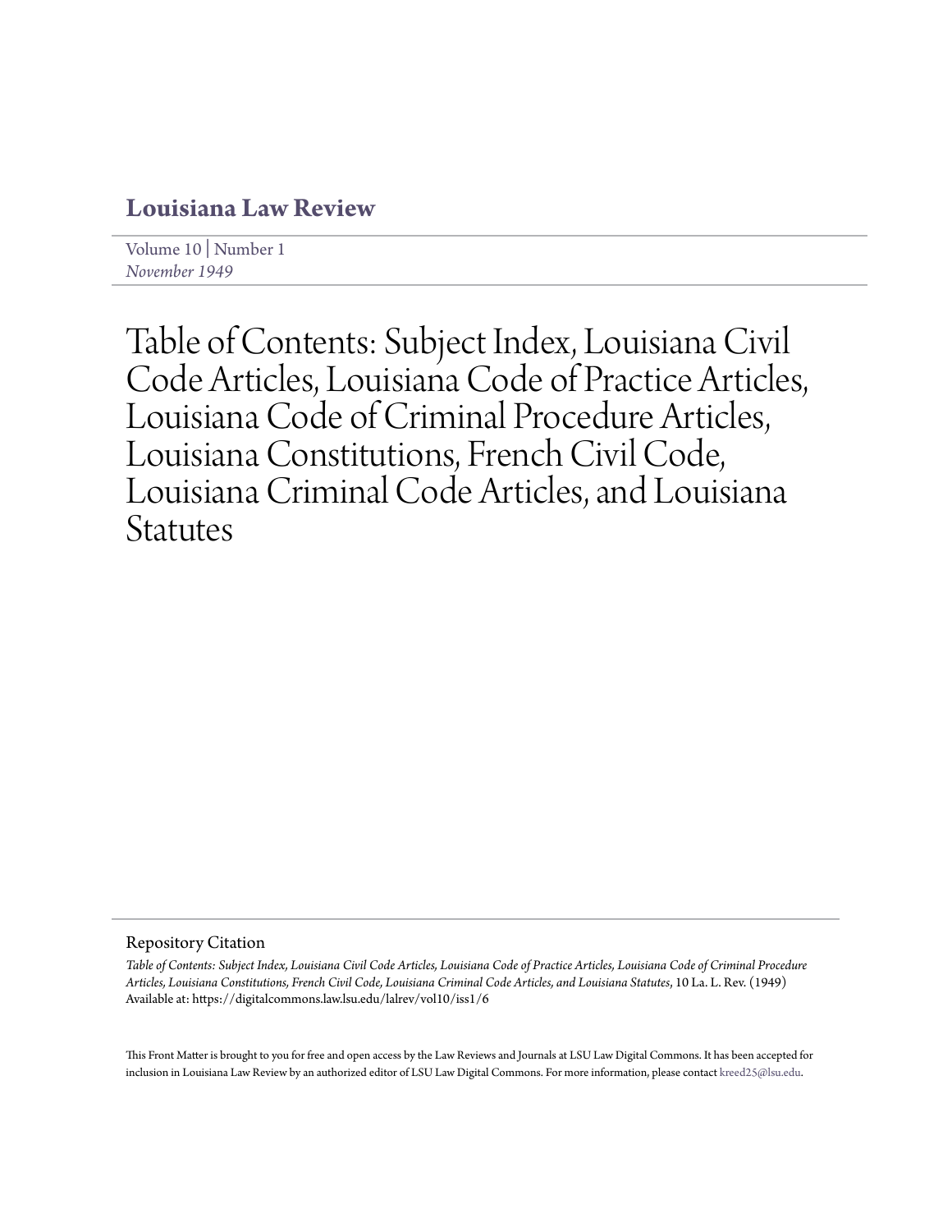# Louisiana Law Review

Volume 10 | Number 1
*November 1949*

# Table of Contents: Subject Index, Louisiana Civil Code Articles, Louisiana Code of Practice Articles, Louisiana Code of Criminal Procedure Articles, Louisiana Constitutions, French Civil Code, Louisiana Criminal Code Articles, and Louisiana Statutes

## Repository Citation

*Table of Contents: Subject Index, Louisiana Civil Code Articles, Louisiana Code of Practice Articles, Louisiana Code of Criminal Procedure Articles, Louisiana Constitutions, French Civil Code, Louisiana Criminal Code Articles, and Louisiana Statutes*, 10 La. L. Rev. (1949)
Available at: https://digitalcommons.law.lsu.edu/lalrev/vol10/iss1/6

This Front Matter is brought to you for free and open access by the Law Reviews and Journals at LSU Law Digital Commons. It has been accepted for inclusion in Louisiana Law Review by an authorized editor of LSU Law Digital Commons. For more information, please contact kreed25@lsu.edu.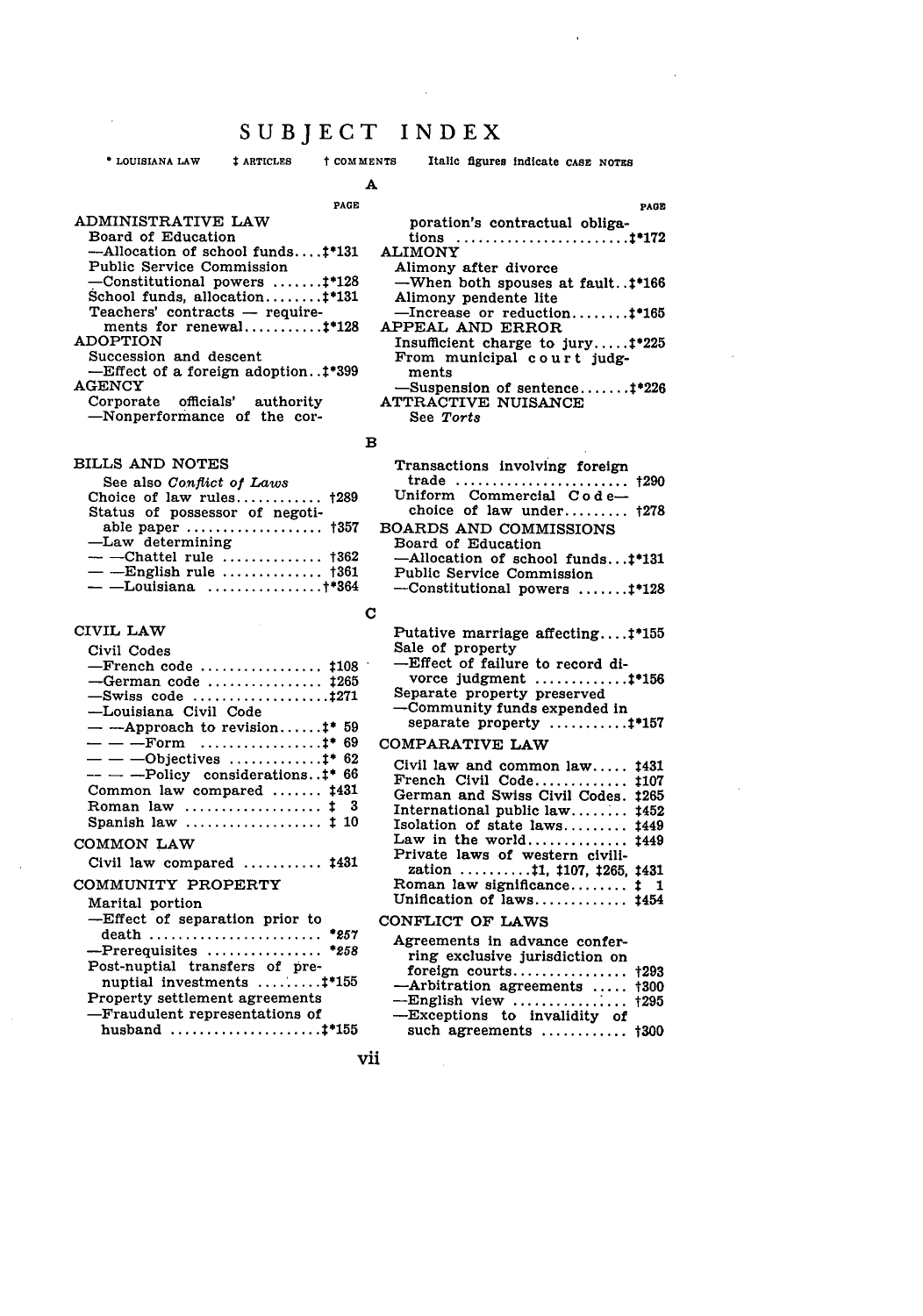# SUBJECT INDEX

\* LOUISIANA LAW ‡ ARTICLES † COMMENTS Italic figures indicate CASE NOTES

## A

PAGE

ADMINISTRATIVE LAW
Board of Education
—Allocation of school funds....‡*131
Public Service Commission
—Constitutional powers .......‡*128
School funds, allocation........‡*131
Teachers' contracts — requirements for renewal...........‡*128

ADOPTION
Succession and descent
—Effect of a foreign adoption..‡*399

AGENCY
Corporate officials' authority
—Nonperformance of the corporation's contractual obligations ........................‡*172

ALIMONY
Alimony after divorce
—When both spouses at fault..‡*166
Alimony pendente lite
—Increase or reduction........‡*165

APPEAL AND ERROR
Insufficient charge to jury.....‡*225
From municipal court judgments
—Suspension of sentence.......‡*226

ATTRACTIVE NUISANCE
See *Torts*

## B

BILLS AND NOTES
See also *Conflict of Laws*
Choice of law rules............ †289
Status of possessor of negotiable paper ................... †357
—Law determining
— —Chattel rule .............. †362
— —English rule .............. †361
— —Louisiana ................†*364
Transactions involving foreign trade ........................ †290
Uniform Commercial Code—choice of law under......... †278

BOARDS AND COMMISSIONS
Board of Education
—Allocation of school funds...‡*131
Public Service Commission
—Constitutional powers .......‡*128

## C

CIVIL LAW
Civil Codes
—French code ................. ‡108
—German code ................ ‡265
—Swiss code ...................‡271
—Louisiana Civil Code
— —Approach to revision......‡* 59
— — —Form .................‡* 69
— — —Objectives .............‡* 62
— — —Policy considerations..‡* 66
Common law compared ....... ‡431
Roman law ................... ‡ 3
Spanish law .................. ‡ 10

COMMON LAW
Civil law compared ........... ‡431

COMMUNITY PROPERTY
Marital portion
—Effect of separation prior to death ........................ *257*
—Prerequisites ................ *258*
Post-nuptial transfers of pre-nuptial investments .........‡*155
Property settlement agreements
—Fraudulent representations of husband .....................‡*155
Putative marriage affecting....‡*155
Sale of property
—Effect of failure to record divorce judgment .............‡*156
Separate property preserved
—Community funds expended in separate property ...........‡*157

COMPARATIVE LAW
Civil law and common law..... ‡431
French Civil Code............. ‡107
German and Swiss Civil Codes. ‡265
International public law........ ‡452
Isolation of state laws......... ‡449
Law in the world.............. ‡449
Private laws of western civilization ..........‡1, ‡107, ‡265, ‡431
Roman law significance........ ‡ 1
Unification of laws............. ‡454

CONFLICT OF LAWS
Agreements in advance conferring exclusive jurisdiction on foreign courts................ †293
—Arbitration agreements ..... †300
—English view ................ †295
—Exceptions to invalidity of such agreements ............ †300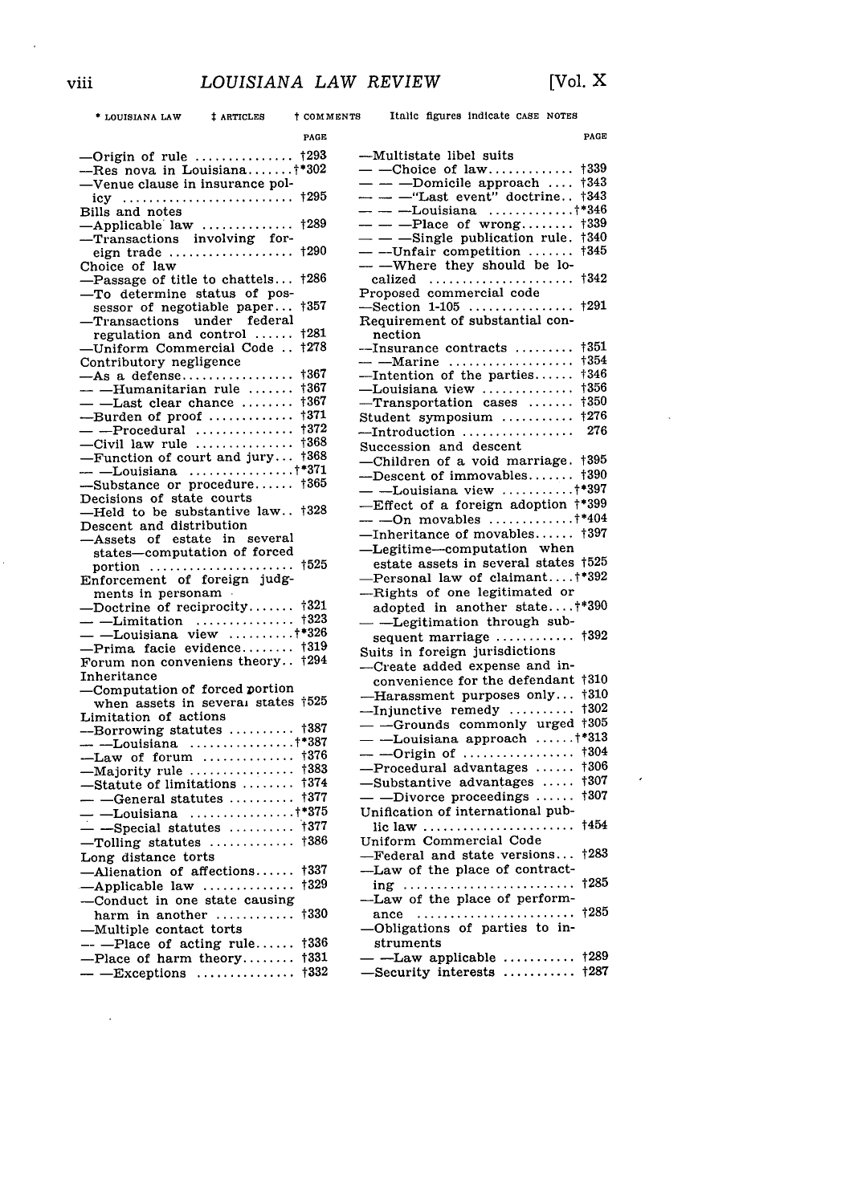\* LOUISIANA LAW ‡ ARTICLES † COMMENTS Italic figures indicate CASE NOTES

| | PAGE |
|---|---|
| —Origin of rule | †293 |
| —Res nova in Louisiana | †*302 |
| —Venue clause in insurance policy | †295 |
| Bills and notes | |
| —Applicable law | †289 |
| —Transactions involving foreign trade | †290 |
| Choice of law | |
| —Passage of title to chattels | †286 |
| —To determine status of possessor of negotiable paper | †357 |
| —Transactions under federal regulation and control | †281 |
| —Uniform Commercial Code | †278 |
| Contributory negligence | |
| —As a defense | †367 |
| — —Humanitarian rule | †367 |
| — —Last clear chance | †367 |
| —Burden of proof | †371 |
| — —Procedural | †372 |
| —Civil law rule | †368 |
| —Function of court and jury | †368 |
| — —Louisiana | †*371 |
| —Substance or procedure | †365 |
| Decisions of state courts | |
| —Held to be substantive law | †328 |
| Descent and distribution | |
| —Assets of estate in several states—computation of forced portion | †525 |
| Enforcement of foreign judgments in personam | |
| —Doctrine of reciprocity | †321 |
| — —Limitation | †323 |
| — —Louisiana view | †*326 |
| —Prima facie evidence | †319 |
| Forum non conveniens theory | †294 |
| Inheritance | |
| —Computation of forced portion when assets in several states | †525 |
| Limitation of actions | |
| —Borrowing statutes | †387 |
| — —Louisiana | †*387 |
| —Law of forum | †376 |
| —Majority rule | †383 |
| —Statute of limitations | †374 |
| — —General statutes | †377 |
| — —Louisiana | †*375 |
| — —Special statutes | †377 |
| —Tolling statutes | †386 |
| Long distance torts | |
| —Alienation of affections | †337 |
| —Applicable law | †329 |
| —Conduct in one state causing harm in another | †330 |
| —Multiple contact torts | |
| — —Place of acting rule | †336 |
| —Place of harm theory | †331 |
| — —Exceptions | †332 |
| —Multistate libel suits | |
| — —Choice of law | †339 |
| — — —Domicile approach | †343 |
| — — —"Last event" doctrine | †343 |
| — — —Louisiana | †*346 |
| — — —Place of wrong | †339 |
| — — —Single publication rule | †340 |
| — —Unfair competition | †345 |
| — —Where they should be localized | †342 |
| Proposed commercial code | |
| —Section 1-105 | †291 |
| Requirement of substantial connection | |
| —Insurance contracts | †351 |
| — —Marine | †354 |
| —Intention of the parties | †346 |
| —Louisiana view | †356 |
| —Transportation cases | †350 |
| Student symposium | †276 |
| —Introduction | 276 |
| Succession and descent | |
| —Children of a void marriage | †395 |
| —Descent of immovables | †390 |
| — —Louisiana view | †*397 |
| —Effect of a foreign adoption | †*399 |
| — —On movables | †*404 |
| —Inheritance of movables | †397 |
| —Legitime—computation when estate assets in several states | †525 |
| —Personal law of claimant | †*392 |
| —Rights of one legitimated or adopted in another state | †*390 |
| — —Legitimation through subsequent marriage | †392 |
| Suits in foreign jurisdictions | |
| —Create added expense and inconvenience for the defendant | †310 |
| —Harassment purposes only | †310 |
| —Injunctive remedy | †302 |
| — —Grounds commonly urged | †305 |
| — —Louisiana approach | †*313 |
| — —Origin of | †304 |
| —Procedural advantages | †306 |
| —Substantive advantages | †307 |
| — —Divorce proceedings | †307 |
| Unification of international public law | †454 |
| Uniform Commercial Code | |
| —Federal and state versions | †283 |
| —Law of the place of contracting | †285 |
| —Law of the place of performance | †285 |
| —Obligations of parties to instruments | |
| — —Law applicable | †289 |
| —Security interests | †287 |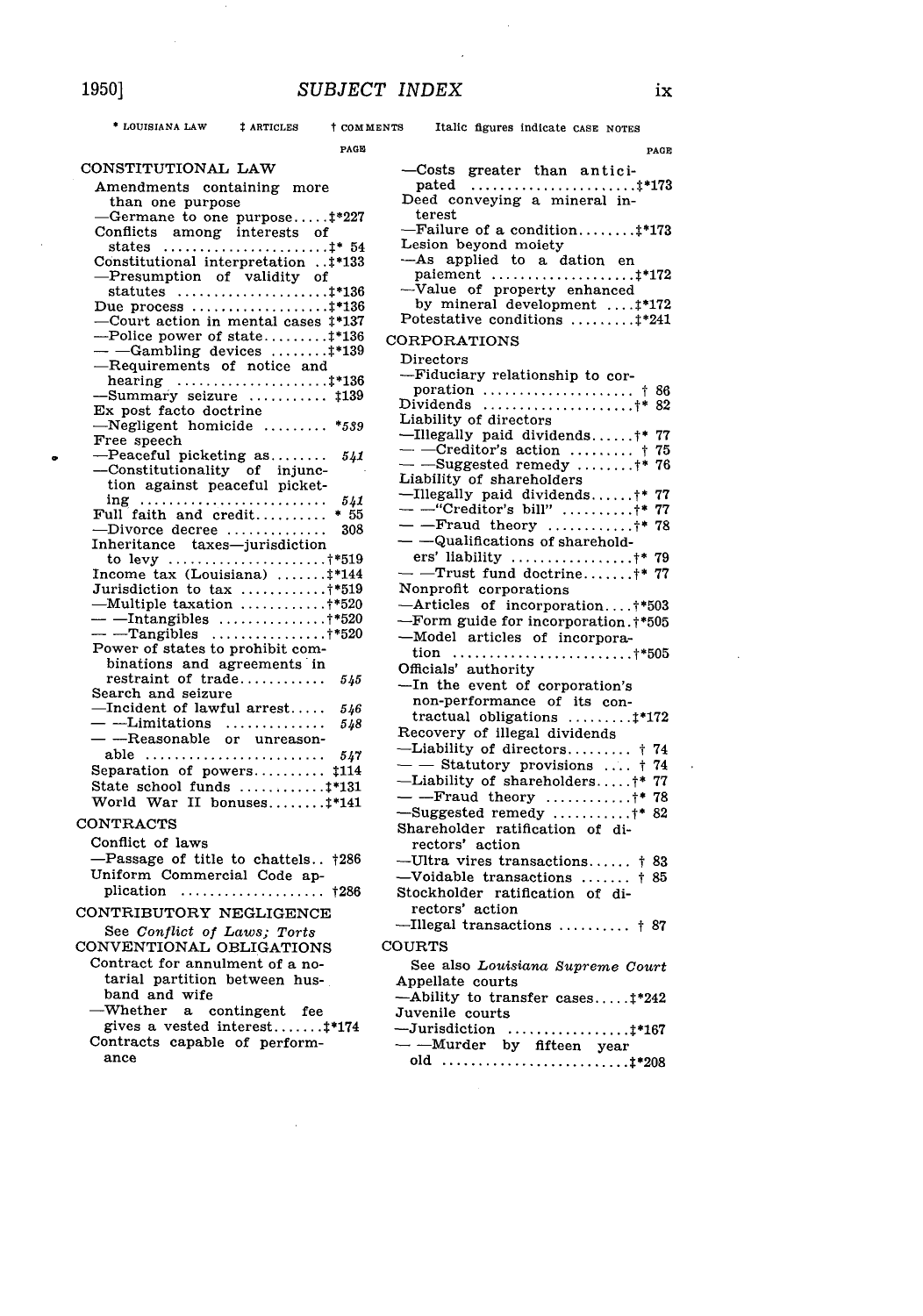# SUBJECT INDEX

\* LOUISIANA LAW ‡ ARTICLES † COMMENTS Italic figures indicate CASE NOTES

PAGE

CONSTITUTIONAL LAW

Amendments containing more than one purpose
—Germane to one purpose ..... ‡*227
Conflicts among interests of states ..... ‡* 54
Constitutional interpretation .. ‡*133
—Presumption of validity of statutes ..... ‡*136
Due process ..... ‡*136
—Court action in mental cases ‡*137
—Police power of state ..... ‡*136
— —Gambling devices ..... ‡*139
—Requirements of notice and hearing ..... ‡*136
—Summary seizure ..... ‡139
Ex post facto doctrine
—Negligent homicide ..... *539
Free speech
—Peaceful picketing as ..... *541*
—Constitutionality of injunction against peaceful picketing ..... *541*
Full faith and credit ..... * 55
—Divorce decree ..... 308
Inheritance taxes—jurisdiction to levy ..... †*519
Income tax (Louisiana) ..... ‡*144
Jurisdiction to tax ..... †*519
—Multiple taxation ..... †*520
— —Intangibles ..... †*520
— —Tangibles ..... †*520
Power of states to prohibit combinations and agreements in restraint of trade ..... *545*
Search and seizure
—Incident of lawful arrest ..... *546*
— —Limitations ..... *548*
— —Reasonable or unreasonable ..... *547*
Separation of powers ..... ‡114
State school funds ..... ‡*131
World War II bonuses ..... ‡*141

CONTRACTS

Conflict of laws
—Passage of title to chattels .. †286
Uniform Commercial Code application ..... †286

CONTRIBUTORY NEGLIGENCE

See *Conflict of Laws; Torts*

CONVENTIONAL OBLIGATIONS

Contract for annulment of a notarial partition between husband and wife
—Whether a contingent fee gives a vested interest ..... ‡*174
Contracts capable of performance
—Costs greater than anticipated ..... ‡*173
Deed conveying a mineral interest
—Failure of a condition ..... ‡*173
Lesion beyond moiety
—As applied to a dation en paiement ..... ‡*172
—Value of property enhanced by mineral development ..... ‡*172
Potestative conditions ..... ‡*241

CORPORATIONS

Directors
—Fiduciary relationship to corporation ..... † 86
Dividends ..... †* 82
Liability of directors
—Illegally paid dividends ..... †* 77
— —Creditor's action ..... † 75
— —Suggested remedy ..... †* 76
Liability of shareholders
—Illegally paid dividends ..... †* 77
— —"Creditor's bill" ..... †* 77
— —Fraud theory ..... †* 78
— —Qualifications of shareholders' liability ..... †* 79
— —Trust fund doctrine ..... †* 77
Nonprofit corporations
—Articles of incorporation .... †*503
—Form guide for incorporation . †*505
—Model articles of incorporation ..... †*505
Officials' authority
—In the event of corporation's non-performance of its contractual obligations ..... ‡*172
Recovery of illegal dividends
—Liability of directors ..... † 74
— — Statutory provisions ..... † 74
—Liability of shareholders ..... †* 77
— —Fraud theory ..... †* 78
—Suggested remedy ..... †* 82
Shareholder ratification of directors' action
—Ultra vires transactions ..... † 83
—Voidable transactions ..... † 85
Stockholder ratification of directors' action
—Illegal transactions ..... † 87

COURTS

See also *Louisiana Supreme Court*
Appellate courts
—Ability to transfer cases ..... ‡*242
Juvenile courts
—Jurisdiction ..... ‡*167
— —Murder by fifteen year old ..... ‡*208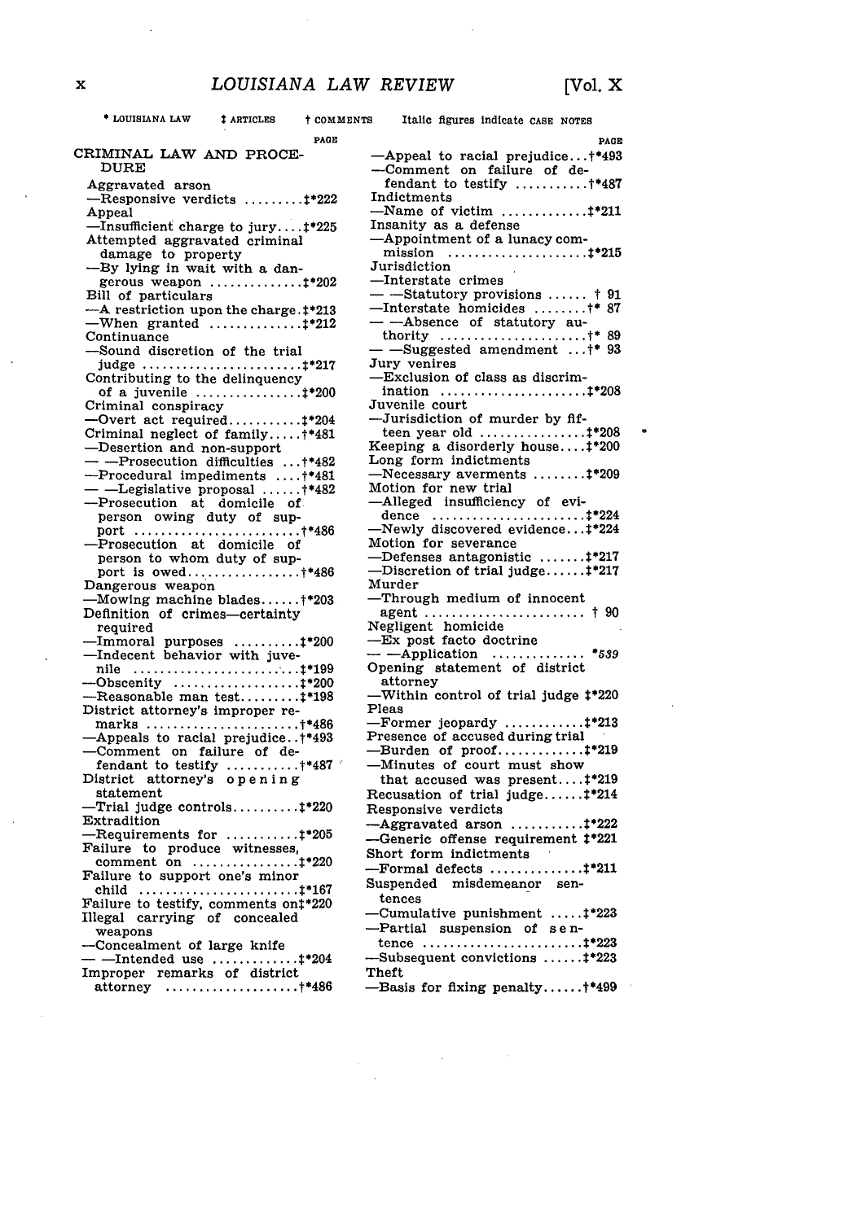* LOUISIANA LAW ‡ ARTICLES † COMMENTS Italic figures indicate CASE NOTES

PAGE

CRIMINAL LAW AND PROCEDURE

Aggravated arson
—Responsive verdicts ......... ‡*222
Appeal
—Insufficient charge to jury .... ‡*225
Attempted aggravated criminal damage to property
—By lying in wait with a dangerous weapon .............. ‡*202
Bill of particulars
—A restriction upon the charge . ‡*213
—When granted .............. ‡*212
Continuance
—Sound discretion of the trial judge ........................ ‡*217
Contributing to the delinquency of a juvenile ................ ‡*200
Criminal conspiracy
—Overt act required ........... ‡*204
Criminal neglect of family ..... †*481
—Desertion and non-support
— —Prosecution difficulties ... †*482
—Procedural impediments .... †*481
— —Legislative proposal ...... †*482
—Prosecution at domicile of person owing duty of support ......................... †*486
—Prosecution at domicile of person to whom duty of support is owed ................. †*486
Dangerous weapon
—Mowing machine blades ...... †*203
Definition of crimes—certainty required
—Immoral purposes .......... ‡*200
—Indecent behavior with juvenile ........................ ‡*199
—Obscenity .................. ‡*200
—Reasonable man test ......... ‡*198
District attorney's improper remarks ....................... †*486
—Appeals to racial prejudice .. †*493
—Comment on failure of defendant to testify .......... †*487
District attorney's opening statement
—Trial judge controls .......... ‡*220
Extradition
—Requirements for ........... ‡*205
Failure to produce witnesses, comment on ................ ‡*220
Failure to support one's minor child ........................ ‡*167
Failure to testify, comments on ‡*220
Illegal carrying of concealed weapons
—Concealment of large knife
— —Intended use ............ ‡*204
Improper remarks of district attorney .................... †*486
—Appeal to racial prejudice ... †*493
—Comment on failure of defendant to testify .......... †*487
Indictments
—Name of victim ............ ‡*211
Insanity as a defense
—Appointment of a lunacy commission ..................... ‡*215
Jurisdiction
—Interstate crimes
— —Statutory provisions ...... † 91
—Interstate homicides ........ †* 87
— —Absence of statutory authority ...................... †* 89
— —Suggested amendment ... †* 93
Jury venires
—Exclusion of class as discrimination ...................... ‡*208
Juvenile court
—Jurisdiction of murder by fifteen year old ................ ‡*208
Keeping a disorderly house .... ‡*200
Long form indictments
—Necessary averments ........ ‡*209
Motion for new trial
—Alleged insufficiency of evidence ....................... ‡*224
—Newly discovered evidence ... ‡*224
Motion for severance
—Defenses antagonistic ....... ‡*217
—Discretion of trial judge ...... ‡*217
Murder
—Through medium of innocent agent ........................ † 90
Negligent homicide
—Ex post facto doctrine
— —Application .............. *539*
Opening statement of district attorney
—Within control of trial judge ‡*220
Pleas
—Former jeopardy ............ ‡*213
Presence of accused during trial
—Burden of proof ............. ‡*219
—Minutes of court must show that accused was present .... ‡*219
Recusation of trial judge ...... ‡*214
Responsive verdicts
—Aggravated arson ........... ‡*222
—Generic offense requirement ‡*221
Short form indictments
—Formal defects .............. ‡*211
Suspended misdemeanor sentences
—Cumulative punishment ..... ‡*223
—Partial suspension of sentence ........................ ‡*223
—Subsequent convictions ...... ‡*223
Theft
—Basis for fixing penalty ...... †*499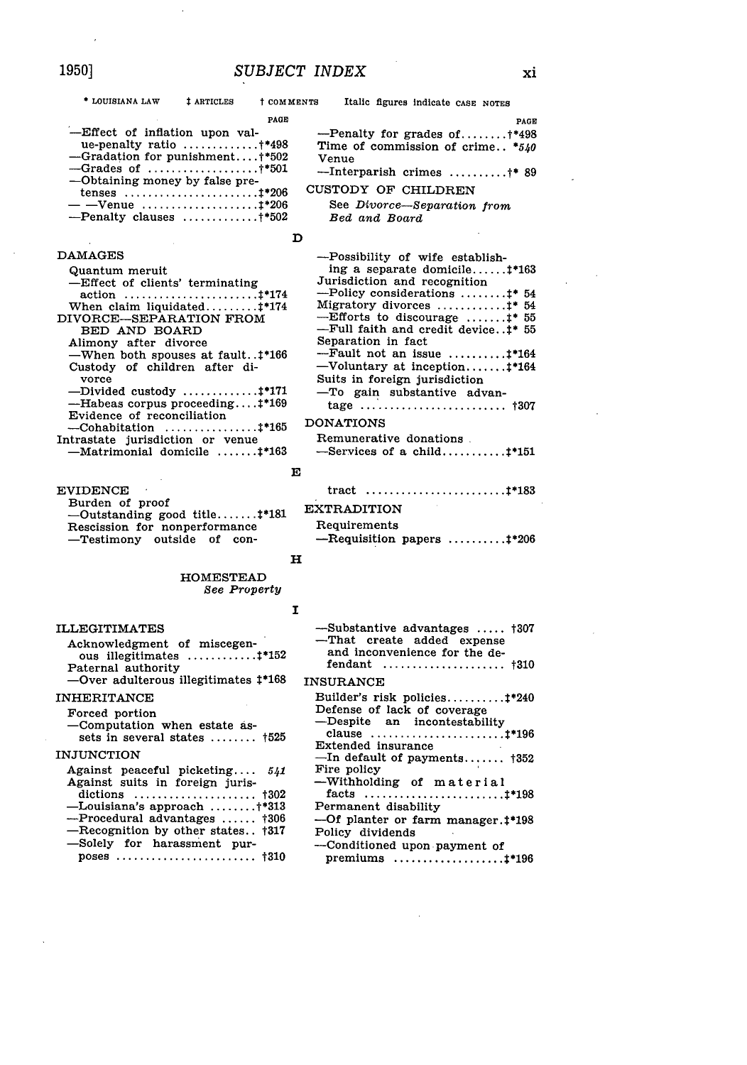## SUBJECT INDEX

\* LOUISIANA LAW ‡ ARTICLES † COMMENTS Italic figures indicate CASE NOTES

PAGE

—Effect of inflation upon value-penalty ratio .............†*498
—Gradation for punishment....†*502
—Grades of ..................†*501
—Obtaining money by false pretenses .......................‡*206
— —Venue ....................‡*206
—Penalty clauses .............†*502
—Penalty for grades of........†*498
Time of commission of crime.. **540**
Venue
—Interparish crimes ..........†* 89

CUSTODY OF CHILDREN
See *Divorce—Separation from Bed and Board*

### D

DAMAGES
Quantum meruit
—Effect of clients' terminating action .......................‡*174
When claim liquidated.........‡*174

DIVORCE—SEPARATION FROM BED AND BOARD
Alimony after divorce
—When both spouses at fault..‡*166
Custody of children after divorce
—Divided custody .............‡*171
—Habeas corpus proceeding....‡*169
Evidence of reconciliation
—Cohabitation ................‡*165
Intrastate jurisdiction or venue
—Matrimonial domicile .......‡*163
—Possibility of wife establishing a separate domicile......‡*163
Jurisdiction and recognition
—Policy considerations ........‡* 54
Migratory divorces ............‡* 54
—Efforts to discourage .......‡* 55
—Full faith and credit device..‡* 55
Separation in fact
—Fault not an issue ..........‡*164
—Voluntary at inception.......‡*164
Suits in foreign jurisdiction
—To gain substantive advantage ......................... †307

DONATIONS
Remunerative donations
—Services of a child...........‡*151

### E

EVIDENCE
Burden of proof
—Outstanding good title.......‡*181
Rescission for nonperformance
—Testimony outside of contract .......................‡*183

EXTRADITION
Requirements
—Requisition papers ..........‡*206

### H

HOMESTEAD
*See Property*

### I

ILLEGITIMATES
Acknowledgment of miscegenous illegitimates ............‡*152
Paternal authority
—Over adulterous illegitimates ‡*168

INHERITANCE
Forced portion
—Computation when estate assets in several states ........ †525

INJUNCTION
Against peaceful picketing.... *541*
Against suits in foreign jurisdictions ..................... †302
—Louisiana's approach ........†*313
—Procedural advantages ...... †306
—Recognition by other states.. †317
—Solely for harassment purposes ........................ †310
—Substantive advantages ..... †307
—That create added expense and inconvenience for the defendant ..................... †310

INSURANCE
Builder's risk policies..........‡*240
Defense of lack of coverage
—Despite an incontestability clause .......................‡*196
Extended insurance
—In default of payments....... †352
Fire policy
—Withholding of material facts ........................‡*198
Permanent disability
—Of planter or farm manager.‡*198
Policy dividends
—Conditioned upon payment of premiums ...................‡*196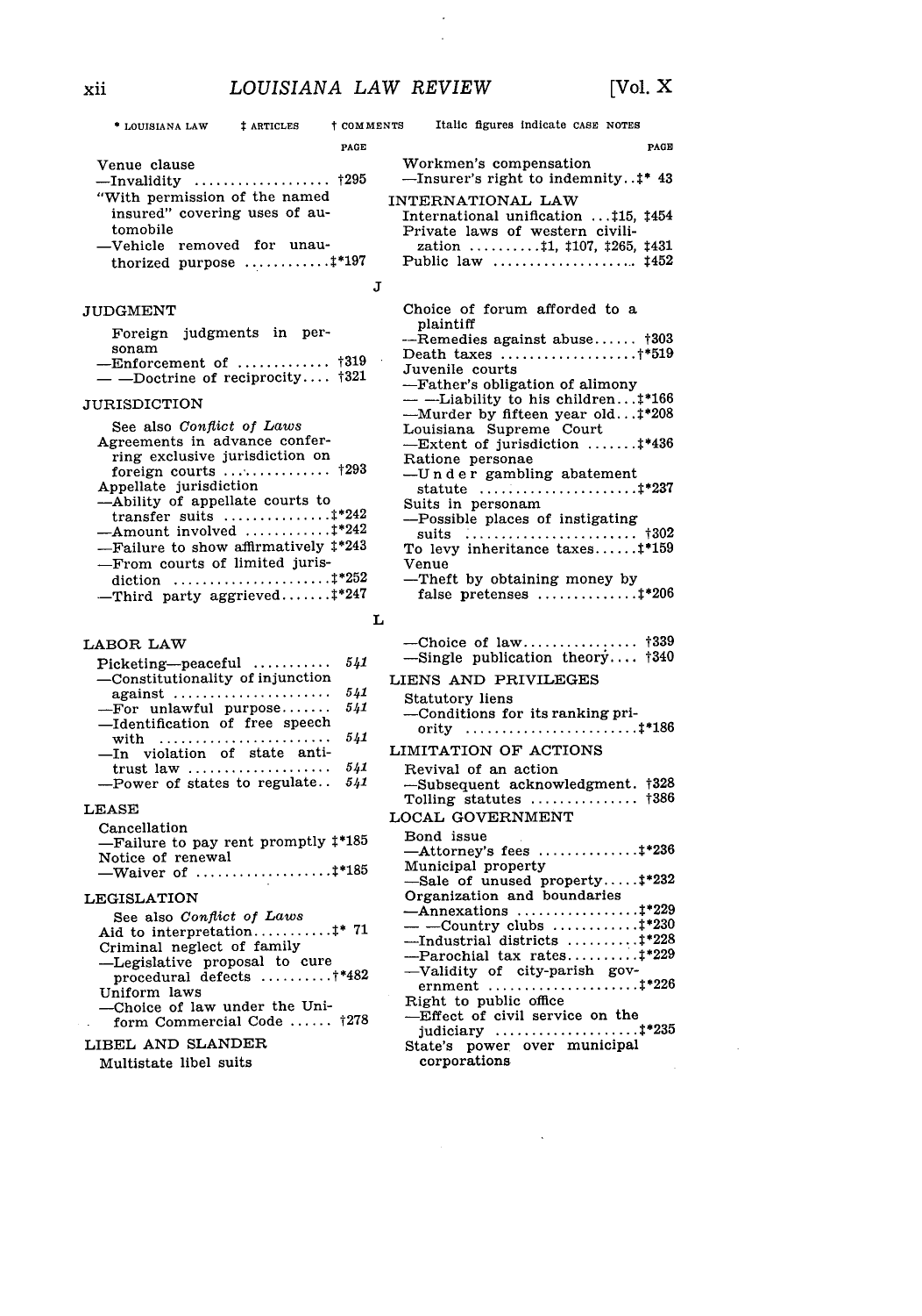\* LOUISIANA LAW ‡ ARTICLES † COMMENTS Italic figures indicate CASE NOTES

Venue clause
—Invalidity .................. †295
"With permission of the named insured" covering uses of automobile
—Vehicle removed for unauthorized purpose ............‡*197

Workmen's compensation
—Insurer's right to indemnity..‡* 43

INTERNATIONAL LAW
International unification ...‡15, ‡454
Private laws of western civilization ..........‡1, ‡107, ‡265, ‡431
Public law .................... ‡452

J

JUDGMENT

Foreign judgments in personam
—Enforcement of ............ †319
— —Doctrine of reciprocity.... †321

JURISDICTION

See also *Conflict of Laws*
Agreements in advance conferring exclusive jurisdiction on foreign courts ............. †293
Appellate jurisdiction
—Ability of appellate courts to transfer suits ...............‡*242
—Amount involved ............‡*242
—Failure to show affirmatively ‡*243
—From courts of limited jurisdiction ......................‡*252
—Third party aggrieved.......‡*247
Choice of forum afforded to a plaintiff
—Remedies against abuse...... †303
Death taxes ...................†*519
Juvenile courts
—Father's obligation of alimony
— —Liability to his children...‡*166
—Murder by fifteen year old...‡*208
Louisiana Supreme Court
—Extent of jurisdiction .......‡*436
Ratione personae
—Under gambling abatement statute ......................‡*237
Suits in personam
—Possible places of instigating suits ........................ †302
To levy inheritance taxes......‡*159
Venue
—Theft by obtaining money by false pretenses ..............‡*206

L

LABOR LAW

Picketing—peaceful ........... *541*
—Constitutionality of injunction against ...................... *541*
—For unlawful purpose....... *541*
—Identification of free speech with ........................ *541*
—In violation of state antitrust law .................... *541*
—Power of states to regulate.. *541*

LEASE

Cancellation
—Failure to pay rent promptly ‡*185
Notice of renewal
—Waiver of ...................‡*185

LEGISLATION

See also *Conflict of Laws*
Aid to interpretation...........‡* 71
Criminal neglect of family
—Legislative proposal to cure procedural defects ..........†*482
Uniform laws
—Choice of law under the Uniform Commercial Code ...... †278

LIBEL AND SLANDER

Multistate libel suits
—Choice of law................ †339
—Single publication theory.... †340

LIENS AND PRIVILEGES

Statutory liens
—Conditions for its ranking priority ........................‡*186

LIMITATION OF ACTIONS

Revival of an action
—Subsequent acknowledgment. †328
Tolling statutes ............... †386

LOCAL GOVERNMENT

Bond issue
—Attorney's fees ..............‡*236
Municipal property
—Sale of unused property.....‡*232
Organization and boundaries
—Annexations .................‡*229
— —Country clubs ............‡*230
—Industrial districts ..........‡*228
—Parochial tax rates..........‡*229
—Validity of city-parish government .....................‡*226
Right to public office
—Effect of civil service on the judiciary ....................‡*235
State's power over municipal corporations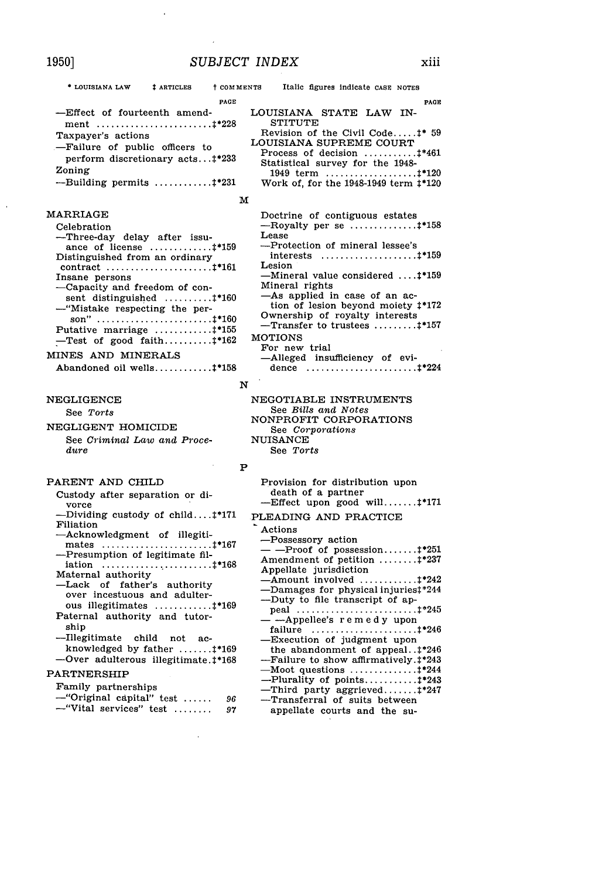\* LOUISIANA LAW ‡ ARTICLES † COMMENTS Italic figures indicate CASE NOTES

—Effect of fourteenth amendment ....................... ‡*228

Taxpayer's actions

—Failure of public officers to perform discretionary acts ... ‡*233

Zoning

—Building permits ........... ‡*231

LOUISIANA STATE LAW INSTITUTE

Revision of the Civil Code ..... ‡* 59

LOUISIANA SUPREME COURT

Process of decision ........... ‡*461

Statistical survey for the 1948-1949 term .................. ‡*120

Work of, for the 1948-1949 term ‡*120

## M

MARRIAGE

Celebration

—Three-day delay after issuance of license ............ ‡*159

Distinguished from an ordinary contract ..................... ‡*161

Insane persons

—Capacity and freedom of consent distinguished .......... ‡*160

—"Mistake respecting the person" ....................... ‡*160

Putative marriage ........... ‡*155

—Test of good faith .......... ‡*162

MINES AND MINERALS

Abandoned oil wells ........... ‡*158

Doctrine of contiguous estates

—Royalty per se ............. ‡*158

Lease

—Protection of mineral lessee's interests ................... ‡*159

Lesion

—Mineral value considered .... ‡*159

Mineral rights

—As applied in case of an action of lesion beyond moiety ‡*172

Ownership of royalty interests

—Transfer to trustees ......... ‡*157

MOTIONS

For new trial

—Alleged insufficiency of evidence ...................... ‡*224

## N

NEGLIGENCE

See *Torts*

NEGLIGENT HOMICIDE

See *Criminal Law and Procedure*

NEGOTIABLE INSTRUMENTS

See *Bills and Notes*

NONPROFIT CORPORATIONS

See *Corporations*

NUISANCE

See *Torts*

## P

PARENT AND CHILD

Custody after separation or divorce

—Dividing custody of child .... ‡*171

Filiation

—Acknowledgment of illegitimates ...................... ‡*167

—Presumption of legitimate filiation ....................... ‡*168

Maternal authority

—Lack of father's authority over incestuous and adulterous illegitimates ........... ‡*169

Paternal authority and tutorship

—Illegitimate child not acknowledged by father ....... ‡*169

—Over adulterous illegitimate. ‡*168

PARTNERSHIP

Family partnerships

—"Original capital" test ...... *96*

—"Vital services" test ........ *97*

Provision for distribution upon death of a partner

—Effect upon good will ....... ‡*171

PLEADING AND PRACTICE

Actions

—Possessory action

— —Proof of possession ....... ‡*251

Amendment of petition ........ ‡*237

Appellate jurisdiction

—Amount involved ............ ‡*242

—Damages for physical injuries ‡*244

—Duty to file transcript of appeal ........................ ‡*245

— —Appellee's remedy upon failure ..................... ‡*246

—Execution of judgment upon the abandonment of appeal .. ‡*246

—Failure to show affirmatively. ‡*243

—Moot questions ............. ‡*244

—Plurality of points ........... ‡*243

—Third party aggrieved ....... ‡*247

—Transferral of suits between appellate courts and the su-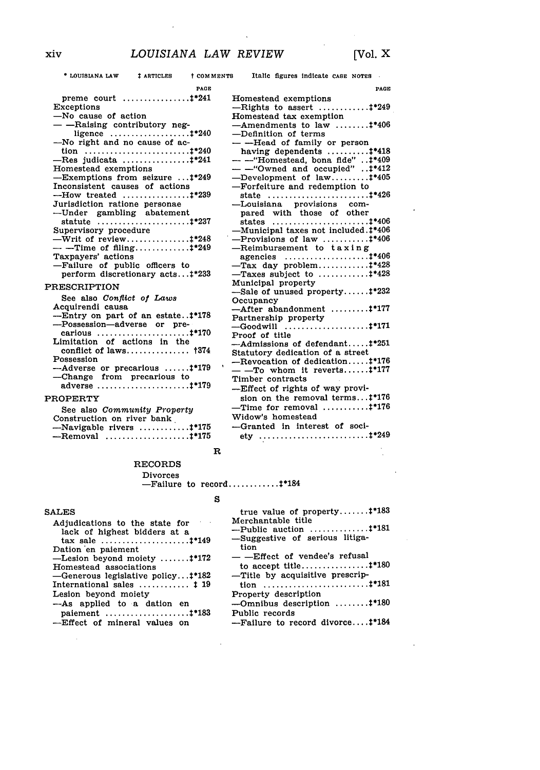* LOUISIANA LAW ‡ ARTICLES † COMMENTS Italic figures indicate CASE NOTES

PAGE

preme court ................‡*241
Exceptions
—No cause of action
— —Raising contributory negligence ...................‡*240
—No right and no cause of action .........................‡*240
—Res judicata ................‡*241
Homestead exemptions
—Exemptions from seizure ...‡*249
Inconsistent causes of actions
—How treated ................‡*239
Jurisdiction ratione personae
—Under gambling abatement statute ......................‡*237
Supervisory procedure
—Writ of review...............‡*248
— —Time of filing.............‡*249
Taxpayers' actions
—Failure of public officers to perform discretionary acts...‡*233

PRESCRIPTION

See also *Conflict of Laws*
Acquirendi causa
—Entry on part of an estate..‡*178
—Possession—adverse or precarious ......................‡*170
Limitation of actions in the conflict of laws............... †374
Possession
—Adverse or precarious ......‡*179
—Change from precarious to adverse ......................‡*179

PROPERTY

See also *Community Property*
Construction on river bank
—Navigable rivers ...........‡*175
—Removal ....................‡*175
Homestead exemptions
—Rights to assert ...........‡*249
Homestead tax exemption
—Amendments to law ........‡*406
—Definition of terms
— —Head of family or person having dependents ..........‡*418
— —"Homestead, bona fide" ..‡*409
— —"Owned and occupied" ..‡*412
—Development of law.........‡*405
—Forfeiture and redemption to state ........................‡*426
—Louisiana provisions compared with those of other states .......................‡*406
—Municipal taxes not included.‡*406
—Provisions of law ..........‡*406
—Reimbursement to taxing agencies ....................‡*406
—Tax day problem............‡*428
—Taxes subject to ...........‡*428
Municipal property
—Sale of unused property......‡*232
Occupancy
—After abandonment .........‡*177
Partnership property
—Goodwill ....................‡*171
Proof of title
—Admissions of defendant.....‡*251
Statutory dedication of a street
—Revocation of dedication.....‡*176
— —To whom it reverts......‡*177
Timber contracts
—Effect of rights of way provision on the removal terms...‡*176
—Time for removal ...........‡*176
Widow's homestead
—Granted in interest of society ..........................‡*249

## R

RECORDS

Divorces
—Failure to record............‡*184

## S

SALES

Adjudications to the state for lack of highest bidders at a tax sale .....................‡*149
Dation en paiement
—Lesion beyond moiety .......‡*172
Homestead associations
—Generous legislative policy...‡*182
International sales ............ ‡ 19
Lesion beyond moiety
—As applied to a dation en paiement ....................‡*183
—Effect of mineral values on true value of property.......‡*183
Merchantable title
—Public auction ..............‡*181
—Suggestive of serious litigation
— —Effect of vendee's refusal to accept title................‡*180
—Title by acquisitive prescription .........................‡*181
Property description
—Omnibus description ........‡*180
Public records
—Failure to record divorce....‡*184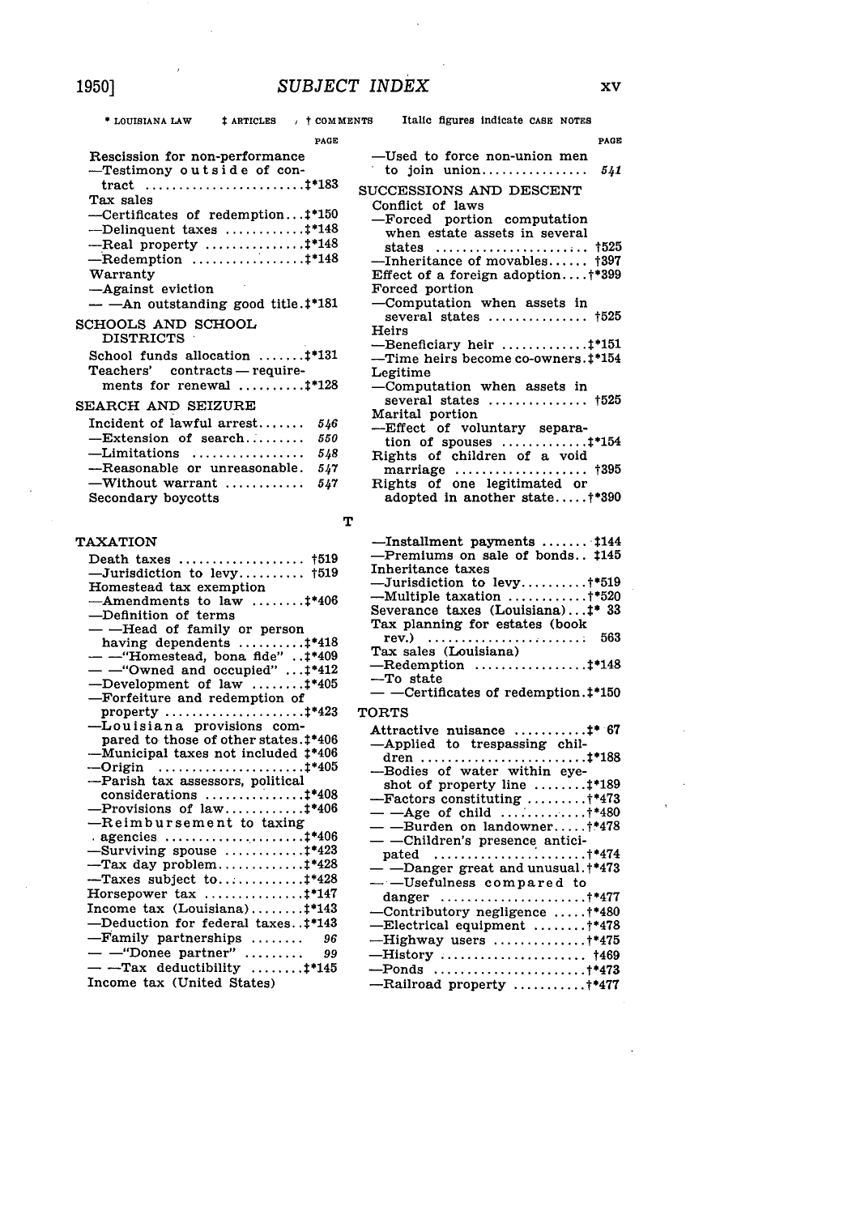# SUBJECT INDEX

\* LOUISIANA LAW ‡ ARTICLES † COMMENTS Italic figures indicate CASE NOTES

PAGE

Rescission for non-performance
—Testimony outside of contract ........................‡*183
Tax sales
—Certificates of redemption...‡*150
—Delinquent taxes ............‡*148
—Real property ...............‡*148
—Redemption .................‡*148
Warranty
—Against eviction
— —An outstanding good title.‡*181

SCHOOLS AND SCHOOL DISTRICTS

School funds allocation .......‡*131
Teachers' contracts — requirements for renewal .........‡*128

SEARCH AND SEIZURE

Incident of lawful arrest....... *546*
—Extension of search.......... *550*
—Limitations ................. *548*
—Reasonable or unreasonable. *547*
—Without warrant ............ *547*
Secondary boycotts
—Used to force non-union men to join union................ *541*

SUCCESSIONS AND DESCENT

Conflict of laws
—Forced portion computation when estate assets in several states ...................... †525
—Inheritance of movables...... †397
Effect of a foreign adoption....†*399
Forced portion
—Computation when assets in several states .............. †525
Heirs
—Beneficiary heir ............‡*151
—Time heirs become co-owners.‡*154
Legitime
—Computation when assets in several states .............. †525
Marital portion
—Effect of voluntary separation of spouses ............‡*154
Rights of children of a void marriage .................... †395
Rights of one legitimated or adopted in another state.....†*390

## T

TAXATION

Death taxes .................. †519
—Jurisdiction to levy.......... †519
Homestead tax exemption
—Amendments to law ........‡*406
—Definition of terms
— —Head of family or person having dependents ..........‡*418
— —"Homestead, bona fide" ..‡*409
— —"Owned and occupied" ...‡*412
—Development of law ........‡*405
—Forfeiture and redemption of property ....................‡*423
—Louisiana provisions compared to those of other states.‡*406
—Municipal taxes not included ‡*406
—Origin ......................‡*405
—Parish tax assessors, political considerations ...............‡*408
—Provisions of law............‡*406
—Reimbursement to taxing agencies ....................‡*406
—Surviving spouse ............‡*423
—Tax day problem.............‡*428
—Taxes subject to.............‡*428
Horsepower tax ...............‡*147
Income tax (Louisiana)........‡*143
—Deduction for federal taxes..‡*143
—Family partnerships ........ *96*
— —"Donee partner" ......... *99*
— —Tax deductibility ........‡*145
Income tax (United States)
—Installment payments ....... ‡144
—Premiums on sale of bonds.. ‡145
Inheritance taxes
—Jurisdiction to levy..........†*519
—Multiple taxation ............†*520
Severance taxes (Louisiana)...‡* 33
Tax planning for estates (book rev.) ........................ 563
Tax sales (Louisiana)
—Redemption .................‡*148
—To state
— —Certificates of redemption.‡*150

TORTS

Attractive nuisance ...........‡* 67
—Applied to trespassing children .........................‡*188
—Bodies of water within eyeshot of property line ........‡*189
—Factors constituting .........†*473
— —Age of child ..............†*480
— —Burden on landowner.....†*478
— —Children's presence anticipated .......................†*474
— —Danger great and unusual.†*473
— —Usefulness compared to danger ......................†*477
—Contributory negligence .....†*480
—Electrical equipment ........†*478
—Highway users ..............†*475
—History ...................... †469
—Ponds .......................†*473
—Railroad property ...........†*477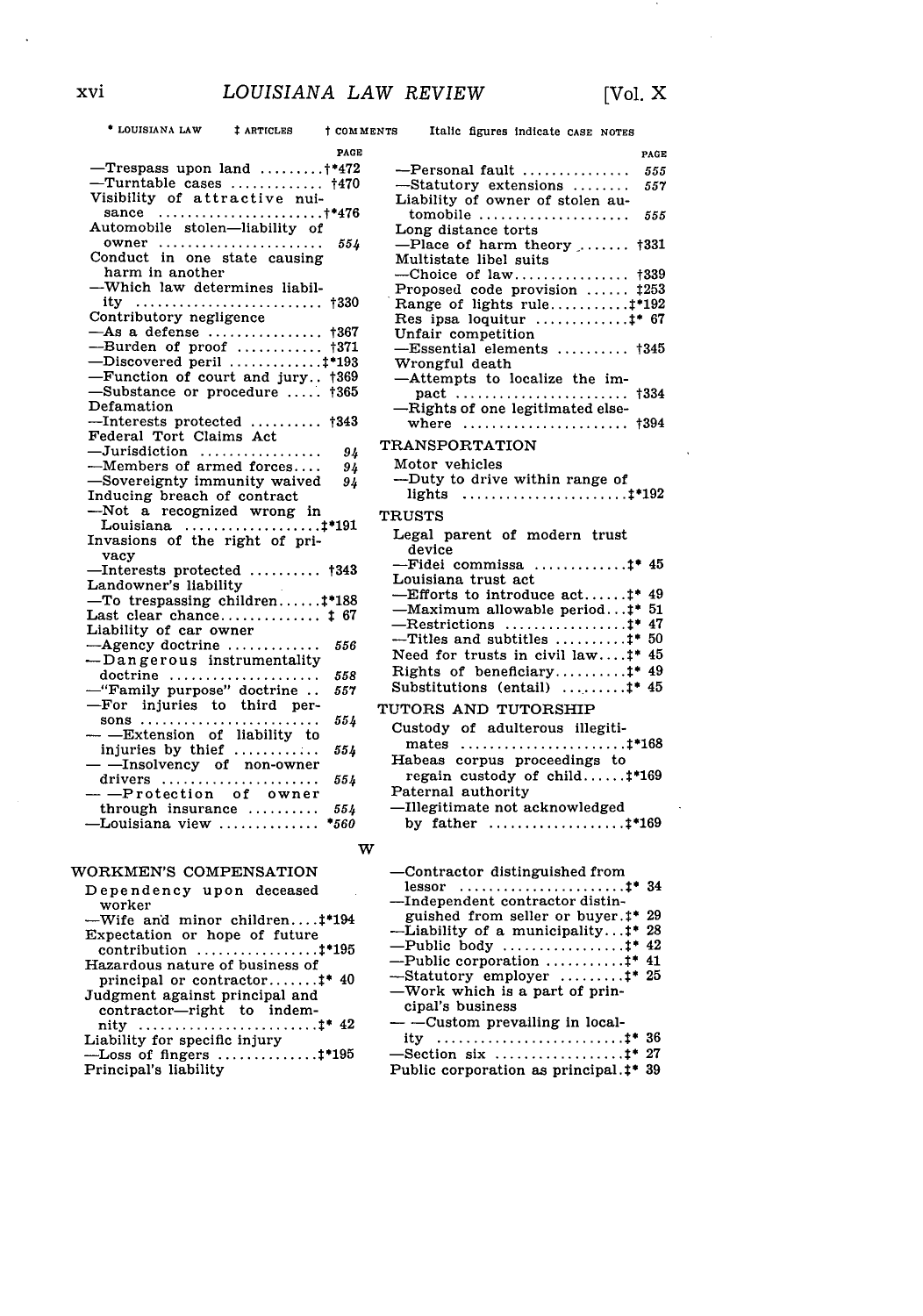\* LOUISIANA LAW ‡ ARTICLES † COMMENTS Italic figures indicate CASE NOTES

PAGE

—Trespass upon land .........†\*472
—Turntable cases ............ †470
Visibility of attractive nuisance .......................†\*476
Automobile stolen—liability of owner ....................... *554*
Conduct in one state causing harm in another
—Which law determines liability ......................... †330
Contributory negligence
—As a defense ............... †367
—Burden of proof ........... †371
—Discovered peril ............‡\*193
—Function of court and jury.. †369
—Substance or procedure ..... †365
Defamation
—Interests protected ......... †343
Federal Tort Claims Act
—Jurisdiction ................ *94*
—Members of armed forces.... *94*
—Sovereignty immunity waived *94*
Inducing breach of contract
—Not a recognized wrong in Louisiana ..................‡\*191
Invasions of the right of privacy
—Interests protected ......... †343
Landowner's liability
—To trespassing children......‡\*188
Last clear chance............. ‡ 67
Liability of car owner
—Agency doctrine ............ *556*
—Dangerous instrumentality doctrine .................... *558*
—"Family purpose" doctrine .. *557*
—For injuries to third persons ......................... *554*
— —Extension of liability to injuries by thief ........... *554*
— —Insolvency of non-owner drivers ..................... *554*
— —Protection of owner through insurance .......... *554*
—Louisiana view ............. *\*560*
—Personal fault ............... *555*
—Statutory extensions ........ *557*
Liability of owner of stolen automobile ..................... *555*
Long distance torts
—Place of harm theory ........ †331
Multistate libel suits
—Choice of law................ †339
Proposed code provision ...... ‡253
Range of lights rule...........‡\*192
Res ipsa loquitur .............‡\* 67
Unfair competition
—Essential elements .......... †345
Wrongful death
—Attempts to localize the impact ........................ †334
—Rights of one legitimated elsewhere ....................... †394

TRANSPORTATION

Motor vehicles
—Duty to drive within range of lights .......................‡\*192

TRUSTS

Legal parent of modern trust device
—Fidei commissa .............‡\* 45
Louisiana trust act
—Efforts to introduce act......‡\* 49
—Maximum allowable period...‡\* 51
—Restrictions .................‡\* 47
—Titles and subtitles ..........‡\* 50
Need for trusts in civil law....‡\* 45
Rights of beneficiary..........‡\* 49
Substitutions (entail) .........‡\* 45

TUTORS AND TUTORSHIP

Custody of adulterous illegitimates .......................‡\*168
Habeas corpus proceedings to regain custody of child......‡\*169
Paternal authority
—Illegitimate not acknowledged by father ...................‡\*169

## W

WORKMEN'S COMPENSATION

Dependency upon deceased worker
—Wife and minor children....‡\*194
Expectation or hope of future contribution .................‡\*195
Hazardous nature of business of principal or contractor.......‡\* 40
Judgment against principal and contractor—right to indemnity .........................‡\* 42
Liability for specific injury
—Loss of fingers .............‡\*195
Principal's liability
—Contractor distinguished from lessor .......................‡\* 34
—Independent contractor distinguished from seller or buyer.‡\* 29
—Liability of a municipality...‡\* 28
—Public body .................‡\* 42
—Public corporation ...........‡\* 41
—Statutory employer .........‡\* 25
—Work which is a part of principal's business
— —Custom prevailing in locality ..........................‡\* 36
—Section six ..................‡\* 27
Public corporation as principal.‡\* 39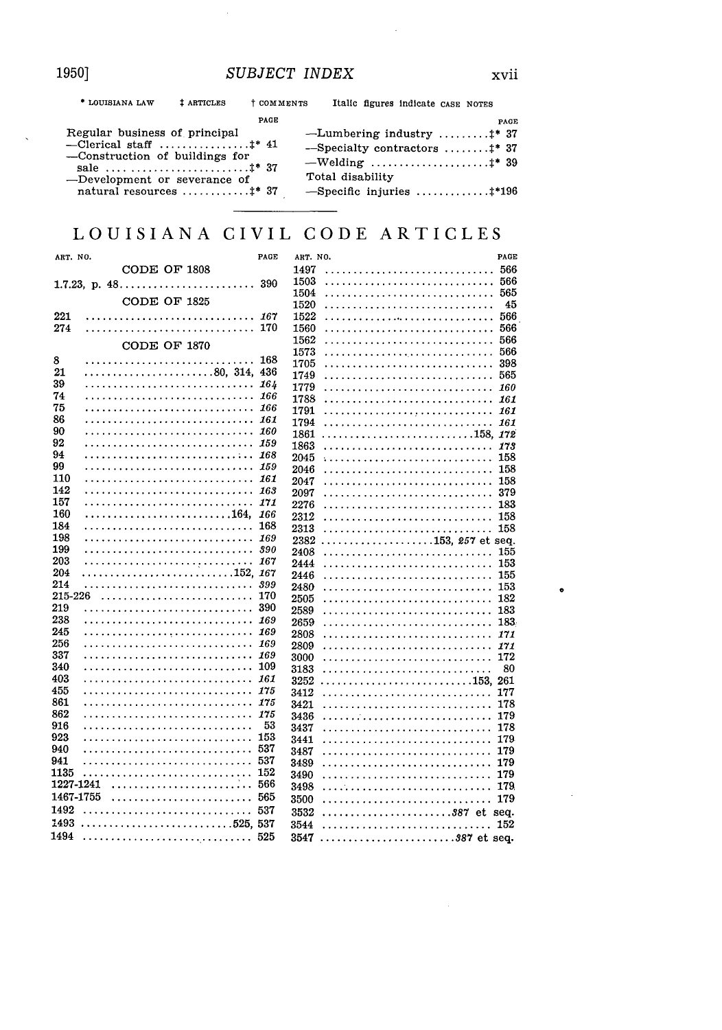* LOUISIANA LAW ‡ ARTICLES † COMMENTS Italic figures indicate CASE NOTES

| | PAGE |
|---|---|
| Regular business of principal | |
| —Clerical staff | ‡* 41 |
| —Construction of buildings for sale | ‡* 37 |
| —Development or severance of natural resources | ‡* 37 |
| —Lumbering industry | ‡* 37 |
| —Specialty contractors | ‡* 37 |
| —Welding | ‡* 39 |
| Total disability | |
| —Specific injuries | ‡*196 |

## LOUISIANA CIVIL CODE ARTICLES

| ART. NO. | PAGE |
|---|---|
| **CODE OF 1808** | |
| 1.7.23, p. 48 | 390 |
| **CODE OF 1825** | |
| 221 | *167* |
| 274 | 170 |
| **CODE OF 1870** | |
| 8 | 168 |
| 21 | 80, 314, 436 |
| 39 | *164* |
| 74 | *166* |
| 75 | *166* |
| 86 | *161* |
| 90 | *160* |
| 92 | *159* |
| 94 | *168* |
| 99 | *159* |
| 110 | *161* |
| 142 | *163* |
| 157 | *171* |
| 160 | 164, *166* |
| 184 | 168 |
| 198 | *169* |
| 199 | *390* |
| 203 | *167* |
| 204 | 152, *167* |
| 214 | *399* |
| 215-226 | 170 |
| 219 | 390 |
| 238 | *169* |
| 245 | *169* |
| 256 | *169* |
| 337 | *169* |
| 340 | 109 |
| 403 | *161* |
| 455 | *175* |
| 861 | *175* |
| 862 | *175* |
| 916 | 53 |
| 923 | 153 |
| 940 | 537 |
| 941 | 537 |
| 1135 | 152 |
| 1227-1241 | 566 |
| 1467-1755 | 565 |
| 1492 | 537 |
| 1493 | 525, 537 |
| 1494 | 525 |
| 1497 | 566 |
| 1503 | 566 |
| 1504 | 565 |
| 1520 | 45 |
| 1522 | 566 |
| 1560 | 566 |
| 1562 | 566 |
| 1573 | 566 |
| 1705 | 398 |
| 1749 | 565 |
| 1779 | *160* |
| 1788 | *161* |
| 1791 | *161* |
| 1794 | *161* |
| 1861 | 158, *172* |
| 1863 | *173* |
| 2045 | 158 |
| 2046 | 158 |
| 2047 | 158 |
| 2097 | 379 |
| 2276 | 183 |
| 2312 | 158 |
| 2313 | 158 |
| 2382 | 153, *257* et seq. |
| 2408 | 155 |
| 2444 | 153 |
| 2446 | 155 |
| 2480 | 153 |
| 2505 | 182 |
| 2589 | 183 |
| 2659 | 183 |
| 2808 | *171* |
| 2809 | *171* |
| 3000 | 172 |
| 3183 | 80 |
| 3252 | 153, 261 |
| 3412 | 177 |
| 3421 | 178 |
| 3436 | 179 |
| 3437 | 178 |
| 3441 | 179 |
| 3487 | 179 |
| 3489 | 179 |
| 3490 | 179 |
| 3498 | 179 |
| 3500 | 179 |
| 3532 | *387* et seq. |
| 3544 | 152 |
| 3547 | *387* et seq. |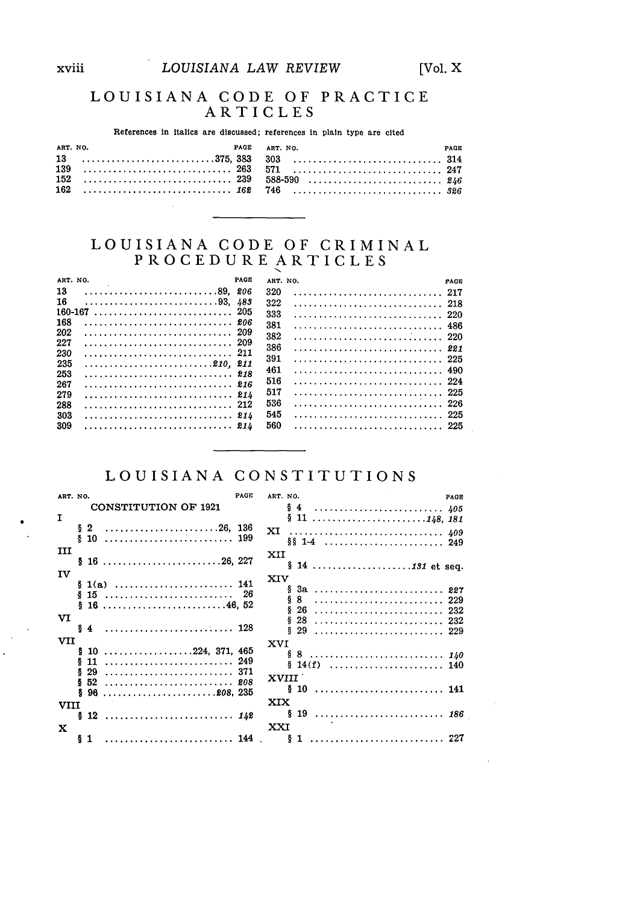## LOUISIANA CODE OF PRACTICE ARTICLES

References in italics are discussed; references in plain type are cited

| ART. NO. | PAGE |
|---|---|
| 13 | 375, 383 |
| 139 | 263 |
| 152 | 239 |
| 162 | *162* |
| 303 | 314 |
| 571 | 247 |
| 588-590 | *246* |
| 746 | *326* |

## LOUISIANA CODE OF CRIMINAL PROCEDURE ARTICLES

| ART. NO. | PAGE |
|---|---|
| 13 | 89, *206* |
| 16 | 93, *483* |
| 160-167 | 205 |
| 168 | *206* |
| 202 | 209 |
| 227 | 209 |
| 230 | 211 |
| 235 | *210*, *211* |
| 253 | *218* |
| 267 | *216* |
| 279 | *214* |
| 288 | 212 |
| 303 | *214* |
| 309 | *214* |
| 320 | 217 |
| 322 | 218 |
| 333 | 220 |
| 381 | 486 |
| 382 | 220 |
| 386 | *221* |
| 391 | 225 |
| 461 | 490 |
| 516 | 224 |
| 517 | 225 |
| 536 | 226 |
| 545 | 225 |
| 560 | 225 |

## LOUISIANA CONSTITUTIONS

| ART. NO. | PAGE |
|---|---|
| **CONSTITUTION OF 1921** | |
| I | |
| § 2 | 26, 136 |
| § 10 | 199 |
| III | |
| § 16 | 26, 227 |
| IV | |
| § 1(a) | 141 |
| § 15 | 26 |
| § 16 | 46, 52 |
| VI | |
| § 4 | 128 |
| VII | |
| § 10 | 224, 371, 465 |
| § 11 | 249 |
| § 29 | 371 |
| § 52 | *208* |
| § 96 | *208*, 235 |
| VIII | |
| § 12 | *142* |
| X | |
| § 1 | 144 |
| § 4 | *405* |
| § 11 | *148*, *181* |
| XI | *409* |
| §§ 1-4 | 249 |
| XII | |
| § 14 | *131* et seq. |
| XIV | |
| § 3a | *227* |
| § 8 | 229 |
| § 26 | 232 |
| § 28 | 232 |
| § 29 | 229 |
| XVI | |
| § 8 | *140* |
| § 14(f) | 140 |
| XVIII | |
| § 10 | 141 |
| XIX | |
| § 19 | *186* |
| XXI | |
| § 1 | 227 |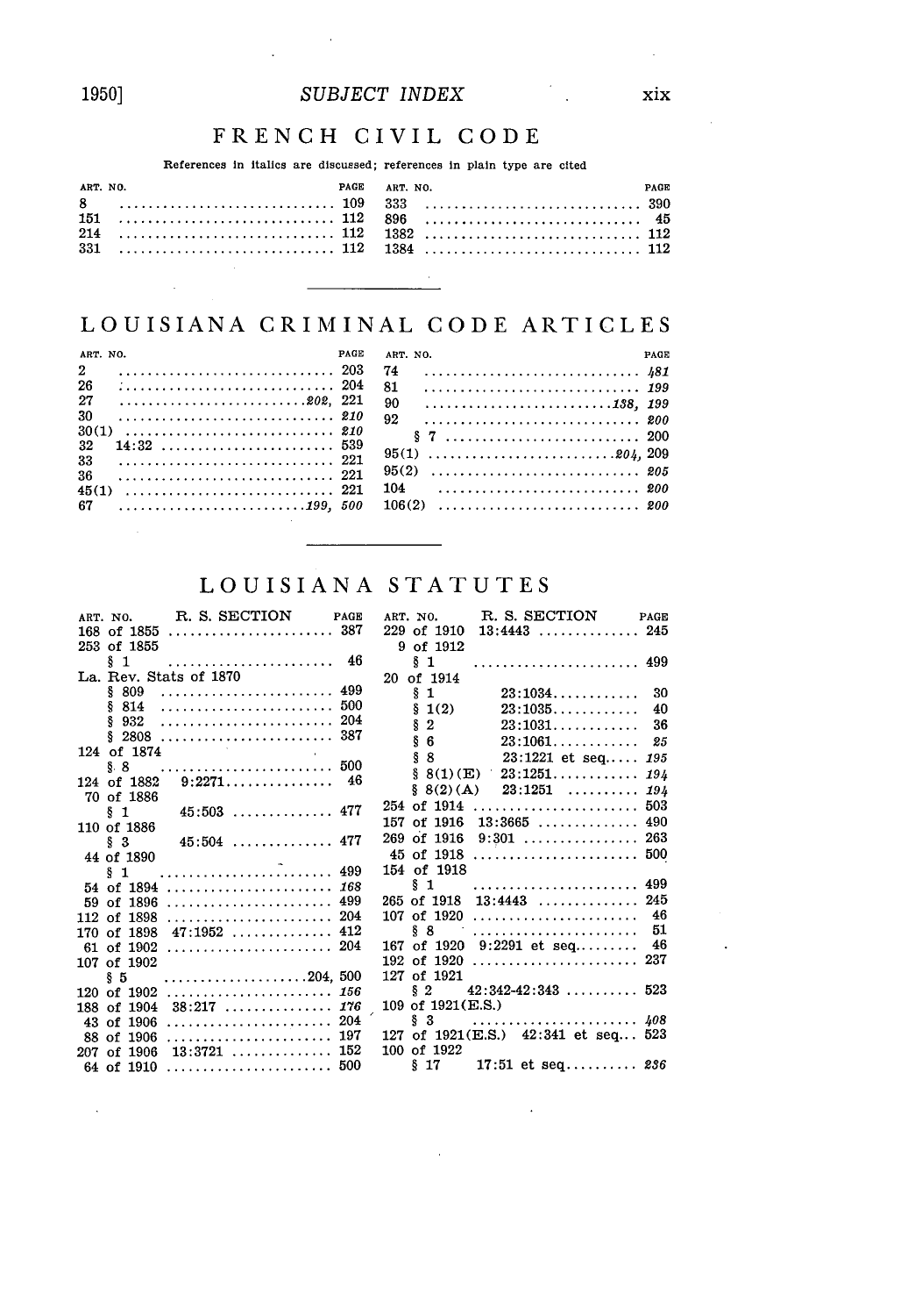# FRENCH CIVIL CODE

References in italics are discussed; references in plain type are cited

| ART. NO. | PAGE |
|---|---|
| 8 | 109 |
| 151 | 112 |
| 214 | 112 |
| 331 | 112 |
| 333 | 390 |
| 896 | 45 |
| 1382 | 112 |
| 1384 | 112 |

# LOUISIANA CRIMINAL CODE ARTICLES

| ART. NO. | PAGE |
|---|---|
| 2 | 203 |
| 26 | 204 |
| 27 | *202*, 221 |
| 30 | *210* |
| 30(1) | *210* |
| 32 14:32 | 539 |
| 33 | 221 |
| 36 | 221 |
| 45(1) | 221 |
| 67 | *199*, *500* |
| 74 | *481* |
| 81 | *199* |
| 90 | *138*, *199* |
| 92 | *200* |
| § 7 | 200 |
| 95(1) | *204*, 209 |
| 95(2) | *205* |
| 104 | *200* |
| 106(2) | *200* |

# LOUISIANA STATUTES

| ART. NO. | R. S. SECTION | PAGE |
|---|---|---|
| 168 of 1855 | | 387 |
| 253 of 1855 | | |
| § 1 | | 46 |
| La. Rev. Stats of 1870 | | |
| § 809 | | 499 |
| § 814 | | 500 |
| § 932 | | 204 |
| § 2808 | | 387 |
| 124 of 1874 | | |
| § 8 | | 500 |
| 124 of 1882 | 9:2271 | 46 |
| 70 of 1886 | | |
| § 1 | 45:503 | 477 |
| 110 of 1886 | | |
| § 3 | 45:504 | 477 |
| 44 of 1890 | | |
| § 1 | | 499 |
| 54 of 1894 | | *168* |
| 59 of 1896 | | 499 |
| 112 of 1898 | | 204 |
| 170 of 1898 | 47:1952 | 412 |
| 61 of 1902 | | 204 |
| 107 of 1902 | | |
| § 5 | | 204, 500 |
| 120 of 1902 | | *156* |
| 188 of 1904 | 38:217 | *176* |
| 43 of 1906 | | 204 |
| 88 of 1906 | | 197 |
| 207 of 1906 | 13:3721 | 152 |
| 64 of 1910 | | 500 |
| 229 of 1910 | 13:4443 | 245 |
| 9 of 1912 | | |
| § 1 | | 499 |
| 20 of 1914 | | |
| § 1 | 23:1034 | 30 |
| § 1(2) | 23:1035 | 40 |
| § 2 | 23:1031 | 36 |
| § 6 | 23:1061 | *25* |
| § 8 | 23:1221 et seq. | *195* |
| § 8(1)(E) | 23:1251 | *194* |
| § 8(2)(A) | 23:1251 | *194* |
| 254 of 1914 | | 503 |
| 157 of 1916 | 13:3665 | 490 |
| 269 of 1916 | 9:301 | 263 |
| 45 of 1918 | | 500 |
| 154 of 1918 | | |
| § 1 | | 499 |
| 265 of 1918 | 13:4443 | 245 |
| 107 of 1920 | | 46 |
| § 8 | | 51 |
| 167 of 1920 | 9:2291 et seq. | 46 |
| 192 of 1920 | | 237 |
| 127 of 1921 | | |
| § 2 | 42:342-42:343 | 523 |
| 109 of 1921(E.S.) | | |
| § 3 | | *408* |
| 127 of 1921(E.S.) | 42:341 et seq. | 523 |
| 100 of 1922 | | |
| § 17 | 17:51 et seq. | *236* |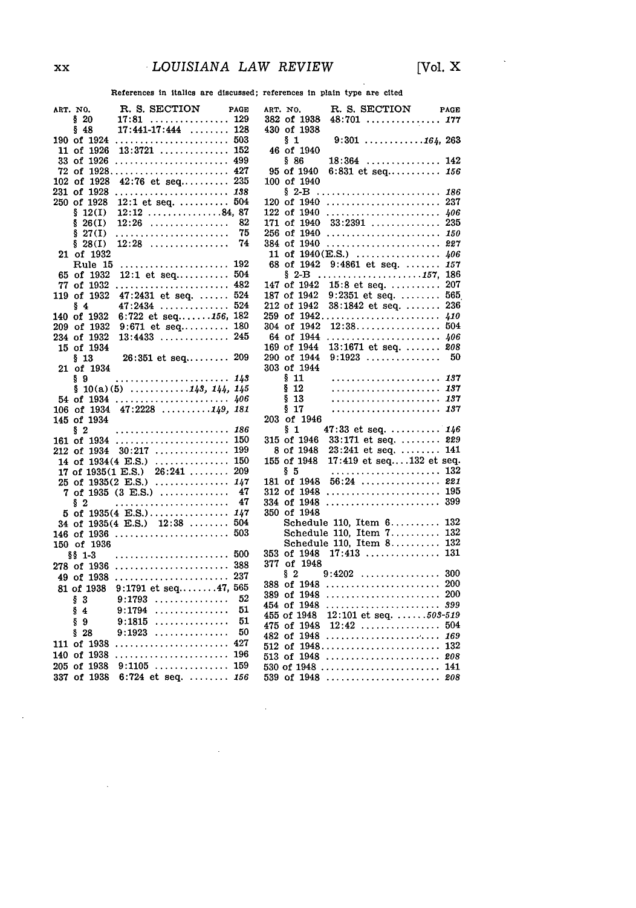References in italics are discussed; references in plain type are cited

| ART. NO. | R. S. SECTION | PAGE |
|---|---|---|
| § 20 | 17:81 | 129 |
| § 48 | 17:441-17:444 | 128 |
| 190 of 1924 | | 503 |
| 11 of 1926 | 13:3721 | 152 |
| 33 of 1926 | | 499 |
| 72 of 1928 | | 427 |
| 102 of 1928 | 42:76 et seq. | 235 |
| 231 of 1928 | | *138* |
| 250 of 1928 | 12:1 et seq. | 504 |
| § 12(I) | 12:12 | 84, 87 |
| § 26(I) | 12:26 | 82 |
| § 27(I) | | 75 |
| § 28(I) | 12:28 | 74 |
| 21 of 1932 | | |
| Rule 15 | | 192 |
| 65 of 1932 | 12:1 et seq. | 504 |
| 77 of 1932 | | 482 |
| 119 of 1932 | 47:2431 et seq. | 524 |
| § 4 | 47:2434 | 524 |
| 140 of 1932 | 6:722 et seq. | *156*, 182 |
| 209 of 1932 | 9:671 et seq. | 180 |
| 234 of 1932 | 13:4433 | 245 |
| 15 of 1934 | | |
| § 13 | 26:351 et seq. | 209 |
| 21 of 1934 | | |
| § 9 | | *143* |
| § 10(a)(5) | | *143, 144, 145* |
| 54 of 1934 | | *406* |
| 106 of 1934 | 47:2228 | *149*, 181 |
| 145 of 1934 | | |
| § 2 | | *186* |
| 161 of 1934 | | 150 |
| 212 of 1934 | 30:217 | 199 |
| 14 of 1934(4 E.S.) | | 150 |
| 17 of 1935(1 E.S.) | 26:241 | 209 |
| 25 of 1935(2 E.S.) | | *147* |
| 7 of 1935 (3 E.S.) | | 47 |
| § 2 | | 47 |
| 5 of 1935(4 E.S.) | | *147* |
| 34 of 1935(4 E.S.) | 12:38 | 504 |
| 146 of 1936 | | 503 |
| 150 of 1936 | | |
| §§ 1-3 | | 500 |
| 278 of 1936 | | 388 |
| 49 of 1938 | | 237 |
| 81 of 1938 | 9:1791 et seq. | 47, 565 |
| § 3 | 9:1793 | 52 |
| § 4 | 9:1794 | 51 |
| § 9 | 9:1815 | 51 |
| § 28 | 9:1923 | 50 |
| 111 of 1938 | | 427 |
| 140 of 1938 | | 196 |
| 205 of 1938 | 9:1105 | 159 |
| 337 of 1938 | 6:724 et seq. | *156* |
| 382 of 1938 | 48:701 | *177* |
| 430 of 1938 | | |
| § 1 | 9:301 | *164*, 263 |
| 46 of 1940 | | |
| § 86 | 18:364 | 142 |
| 95 of 1940 | 6:831 et seq. | *156* |
| 100 of 1940 | | |
| § 2-B | | *186* |
| 120 of 1940 | | 237 |
| 122 of 1940 | | *406* |
| 171 of 1940 | 33:2391 | 235 |
| 256 of 1940 | | *150* |
| 384 of 1940 | | *227* |
| 11 of 1940(E.S.) | | *406* |
| 68 of 1942 | 9:4861 et seq. | *157* |
| § 2-B | | *157*, 186 |
| 147 of 1942 | 15:8 et seq. | 207 |
| 187 of 1942 | 9:2351 et seq. | 565 |
| 212 of 1942 | 38:1842 et seq. | 236 |
| 259 of 1942 | | *410* |
| 304 of 1942 | 12:38 | 504 |
| 64 of 1944 | | *406* |
| 169 of 1944 | 13:1671 et seq. | *208* |
| 290 of 1944 | 9:1923 | 50 |
| 303 of 1944 | | |
| § 11 | | *137* |
| § 12 | | *137* |
| § 13 | | *137* |
| § 17 | | *137* |
| 203 of 1946 | | |
| § 1 | 47:33 et seq. | *146* |
| 315 of 1946 | 33:171 et seq. | *229* |
| 8 of 1948 | 23:241 et seq. | 141 |
| 155 of 1948 | 17:419 et seq. | 132 et seq. |
| § 5 | | 132 |
| 181 of 1948 | 56:24 | *221* |
| 312 of 1948 | | 195 |
| 334 of 1948 | | 399 |
| 350 of 1948 | | |
| Schedule 110, Item 6 | | 132 |
| Schedule 110, Item 7 | | 132 |
| Schedule 110, Item 8 | | 132 |
| 353 of 1948 | 17:413 | 131 |
| 377 of 1948 | | |
| § 2 | 9:4202 | 300 |
| 388 of 1948 | | 200 |
| 389 of 1948 | | 200 |
| 454 of 1948 | | *399* |
| 455 of 1948 | 12:101 et seq. | *503-519* |
| 475 of 1948 | 12:42 | 504 |
| 482 of 1948 | | *169* |
| 512 of 1948 | | 132 |
| 513 of 1948 | | *208* |
| 530 of 1948 | | 141 |
| 539 of 1948 | | *208* |